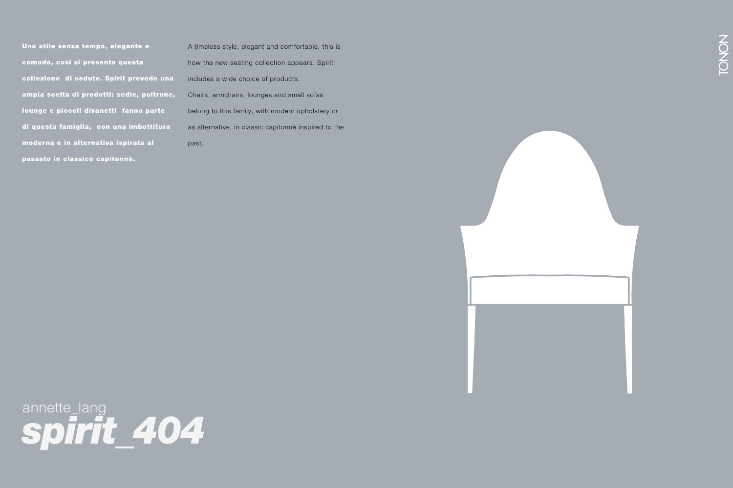**Uno stile senza tempo, elegante e comodo, cosi si presenta questa collezione  di sedute. Spirit prevede una ampia scelta di prodotti: sedie, poltrone, lounge e piccoli divanetti  fanno parte di questa famiglia,  con una imbottitura moderna o in alternativa ispirata al passato in classico capitonnè.**

A timeless style, elegant and comfortable, this is how the new seating collection appears. Spirit includes a wide choice of products. Chairs, armchairs, lounges and small sofas belong to this family, with modern upholstery or as alternative, in classic capitonnè inspired to the past.

TONON

annette_lang

# *spirit_404*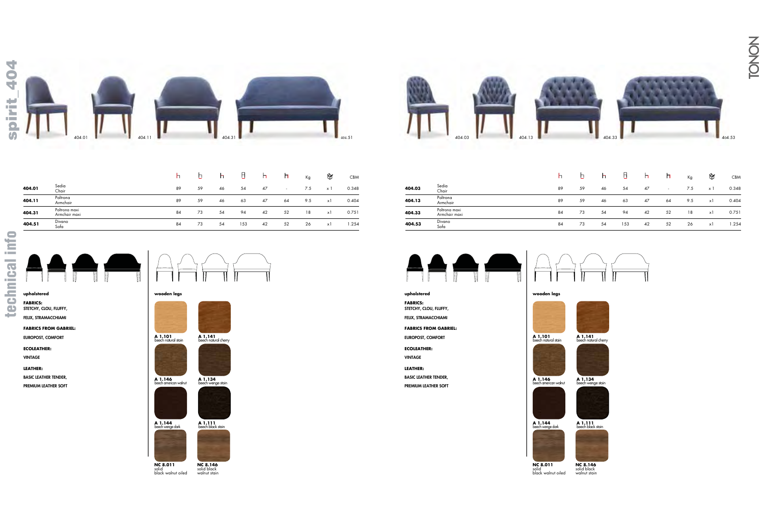# spirit_404

## technical info

404.01 404.11 404.31 404.51

| | | h | h | h | h | h | h | Kg | | CBM |
|---|---|---|---|---|---|---|---|---|---|---|
| **404.01** | Sedia Chair | 89 | 59 | 46 | 54 | 47 | - | 7.5 | x 1 | 0.348 |
| **404.11** | Poltrona Armchair | 89 | 59 | 46 | 63 | 47 | 64 | 9.5 | x1 | 0.404 |
| **404.31** | Poltrona maxi Armchair maxi | 84 | 73 | 54 | 94 | 42 | 52 | 18 | x1 | 0.751 |
| **404.51** | Divano Sofa | 84 | 73 | 54 | 153 | 42 | 52 | 26 | x1 | 1.254 |

**upholstered**

**FABRICS:**
STETCHY, CLOU, FLUFFY,

FELIX, STRAMACCHIAMI

**FABRICS FROM GABRIEL:**

EUROPOST, COMFORT

**ECOLEATHER:**

VINTAGE

**LEATHER:**

BASIC LEATHER TENDER,

PREMIUM LEATHER SOFT

**wooden legs**

**A 1,101** beech natural stain

**A 1,141** beech natural cherry

**A 1,146** beech american walnut

**A 1,134** beech wenge stain

**A 1,144** beech wenge dark

**A 1,111** beech black stain

**NC 8.011** solid black walnut oiled

**NC 8.146** solid black walnut stain

404.03 404.13 404.33 404.53

| | | h | h | h | h | h | h | Kg | | CBM |
|---|---|---|---|---|---|---|---|---|---|---|
| **404.03** | Sedia Chair | 89 | 59 | 46 | 54 | 47 | - | 7.5 | x 1 | 0.348 |
| **404.13** | Poltrona Armchair | 89 | 59 | 46 | 63 | 47 | 64 | 9.5 | x1 | 0.404 |
| **404.33** | Poltrona maxi Armchair maxi | 84 | 73 | 54 | 94 | 42 | 52 | 18 | x1 | 0.751 |
| **404.53** | Divano Sofa | 84 | 73 | 54 | 153 | 42 | 52 | 26 | x1 | 1.254 |

**upholstered**

**FABRICS:**
STETCHY, CLOU, FLUFFY,

FELIX, STRAMACCHIAMI

**FABRICS FROM GABRIEL:**

EUROPOST, COMFORT

**ECOLEATHER:**

VINTAGE

**LEATHER:**

BASIC LEATHER TENDER,

PREMIUM LEATHER SOFT

**wooden legs**

**A 1,101** beech natural stain

**A 1,141** beech natural cherry

**A 1,146** beech american walnut

**A 1,134** beech wenge stain

**A 1,144** beech wenge dark

**A 1,111** beech black stain

**NC 8.011** solid black walnut oiled

**NC 8.146** solid black walnut stain